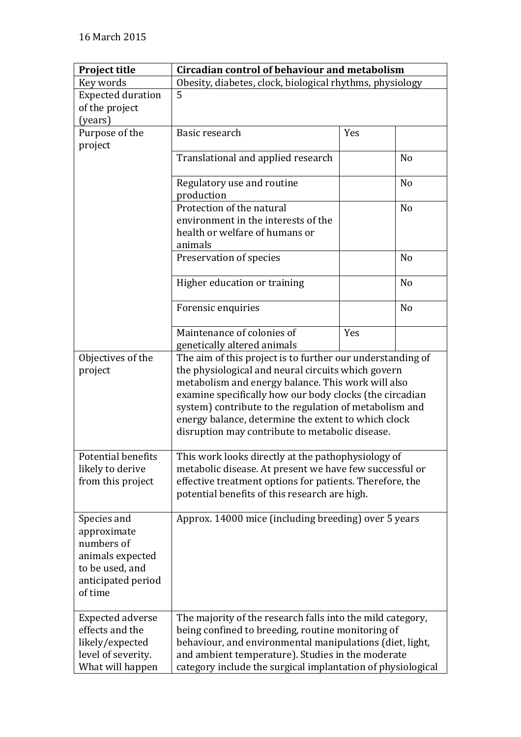16 March 2015

| Project title | Circadian control of behaviour and metabolism | | |
|---|---|---|---|
| Key words | Obesity, diabetes, clock, biological rhythms, physiology | | |
| Expected duration of the project (years) | 5 | | |
| Purpose of the project | Basic research | Yes | |
| | Translational and applied research | | No |
| | Regulatory use and routine production | | No |
| | Protection of the natural environment in the interests of the health or welfare of humans or animals | | No |
| | Preservation of species | | No |
| | Higher education or training | | No |
| | Forensic enquiries | | No |
| | Maintenance of colonies of genetically altered animals | Yes | |
| Objectives of the project | The aim of this project is to further our understanding of the physiological and neural circuits which govern metabolism and energy balance. This work will also examine specifically how our body clocks (the circadian system) contribute to the regulation of metabolism and energy balance, determine the extent to which clock disruption may contribute to metabolic disease. | | |
| Potential benefits likely to derive from this project | This work looks directly at the pathophysiology of metabolic disease. At present we have few successful or effective treatment options for patients. Therefore, the potential benefits of this research are high. | | |
| Species and approximate numbers of animals expected to be used, and anticipated period of time | Approx. 14000 mice (including breeding) over 5 years | | |
| Expected adverse effects and the likely/expected level of severity. What will happen | The majority of the research falls into the mild category, being confined to breeding, routine monitoring of behaviour, and environmental manipulations (diet, light, and ambient temperature). Studies in the moderate category include the surgical implantation of physiological | | |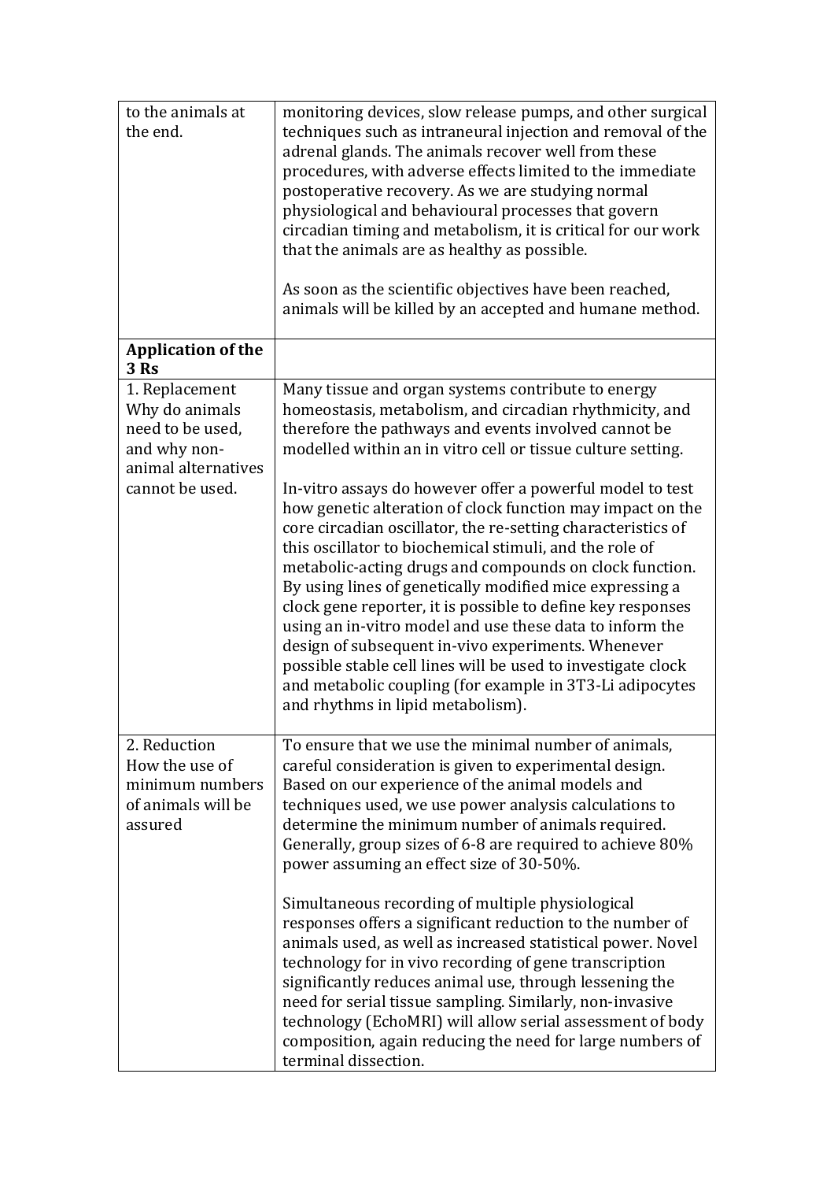| | |
|---|---|
| to the animals at the end. | monitoring devices, slow release pumps, and other surgical techniques such as intraneural injection and removal of the adrenal glands. The animals recover well from these procedures, with adverse effects limited to the immediate postoperative recovery. As we are studying normal physiological and behavioural processes that govern circadian timing and metabolism, it is critical for our work that the animals are as healthy as possible.<br><br>As soon as the scientific objectives have been reached, animals will be killed by an accepted and humane method. |
| **Application of the 3 Rs** | |
| 1. Replacement<br>Why do animals need to be used, and why non-animal alternatives cannot be used. | Many tissue and organ systems contribute to energy homeostasis, metabolism, and circadian rhythmicity, and therefore the pathways and events involved cannot be modelled within an in vitro cell or tissue culture setting.<br><br>In-vitro assays do however offer a powerful model to test how genetic alteration of clock function may impact on the core circadian oscillator, the re-setting characteristics of this oscillator to biochemical stimuli, and the role of metabolic-acting drugs and compounds on clock function. By using lines of genetically modified mice expressing a clock gene reporter, it is possible to define key responses using an in-vitro model and use these data to inform the design of subsequent in-vivo experiments. Whenever possible stable cell lines will be used to investigate clock and metabolic coupling (for example in 3T3-Li adipocytes and rhythms in lipid metabolism). |
| 2. Reduction<br>How the use of minimum numbers of animals will be assured | To ensure that we use the minimal number of animals, careful consideration is given to experimental design. Based on our experience of the animal models and techniques used, we use power analysis calculations to determine the minimum number of animals required. Generally, group sizes of 6-8 are required to achieve 80% power assuming an effect size of 30-50%.<br><br>Simultaneous recording of multiple physiological responses offers a significant reduction to the number of animals used, as well as increased statistical power. Novel technology for in vivo recording of gene transcription significantly reduces animal use, through lessening the need for serial tissue sampling. Similarly, non-invasive technology (EchoMRI) will allow serial assessment of body composition, again reducing the need for large numbers of terminal dissection. |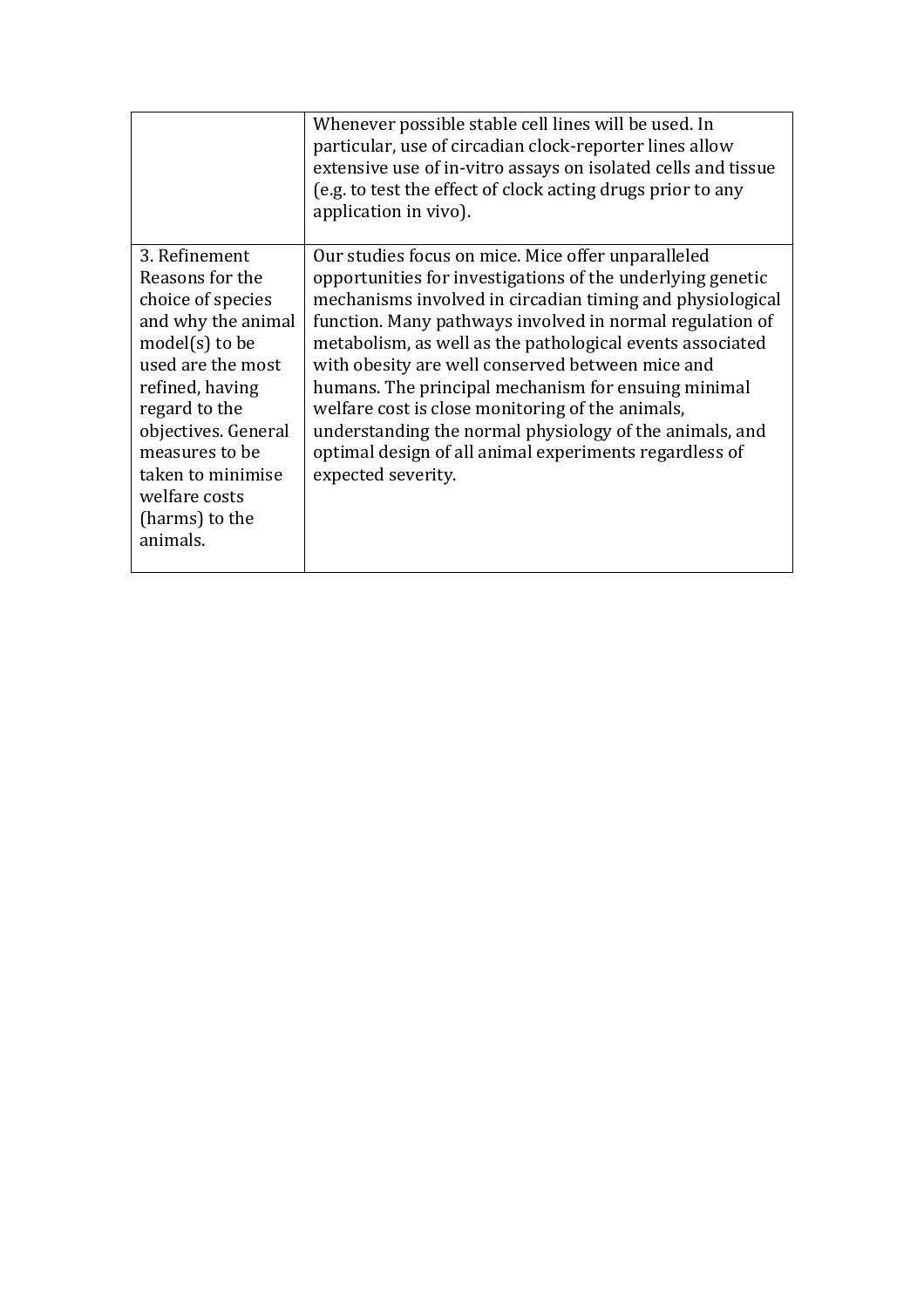| | |
|---|---|
| | Whenever possible stable cell lines will be used. In particular, use of circadian clock-reporter lines allow extensive use of in-vitro assays on isolated cells and tissue (e.g. to test the effect of clock acting drugs prior to any application in vivo). |
| 3. Refinement Reasons for the choice of species and why the animal model(s) to be used are the most refined, having regard to the objectives. General measures to be taken to minimise welfare costs (harms) to the animals. | Our studies focus on mice. Mice offer unparalleled opportunities for investigations of the underlying genetic mechanisms involved in circadian timing and physiological function. Many pathways involved in normal regulation of metabolism, as well as the pathological events associated with obesity are well conserved between mice and humans. The principal mechanism for ensuing minimal welfare cost is close monitoring of the animals, understanding the normal physiology of the animals, and optimal design of all animal experiments regardless of expected severity. |